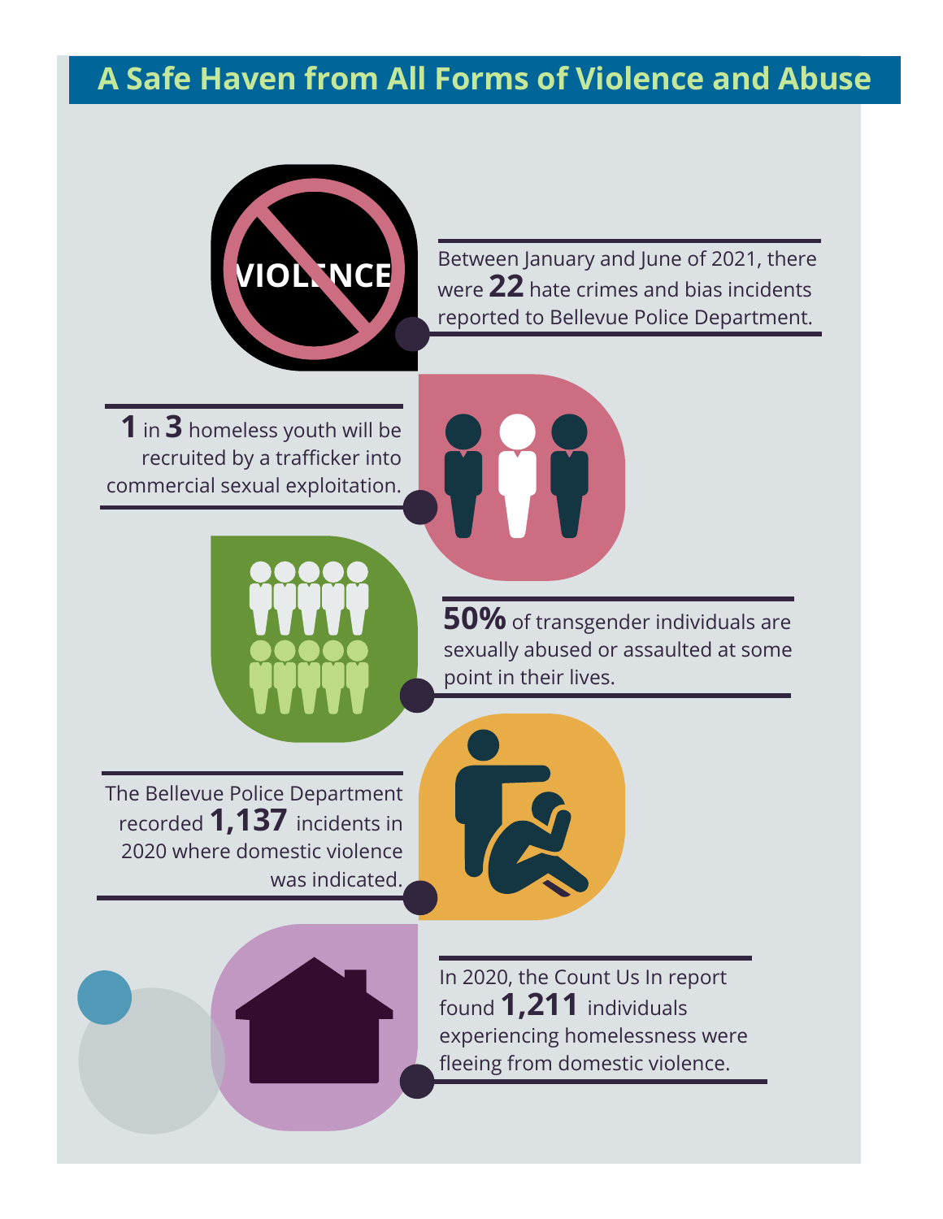# A Safe Haven from All Forms of Violence and Abuse

Between January and June of 2021, there were **22** hate crimes and bias incidents reported to Bellevue Police Department.

**1** in **3** homeless youth will be recruited by a trafficker into commercial sexual exploitation.

**50%** of transgender individuals are sexually abused or assaulted at some point in their lives.

The Bellevue Police Department recorded **1,137** incidents in 2020 where domestic violence was indicated.

In 2020, the Count Us In report found **1,211** individuals experiencing homelessness were fleeing from domestic violence.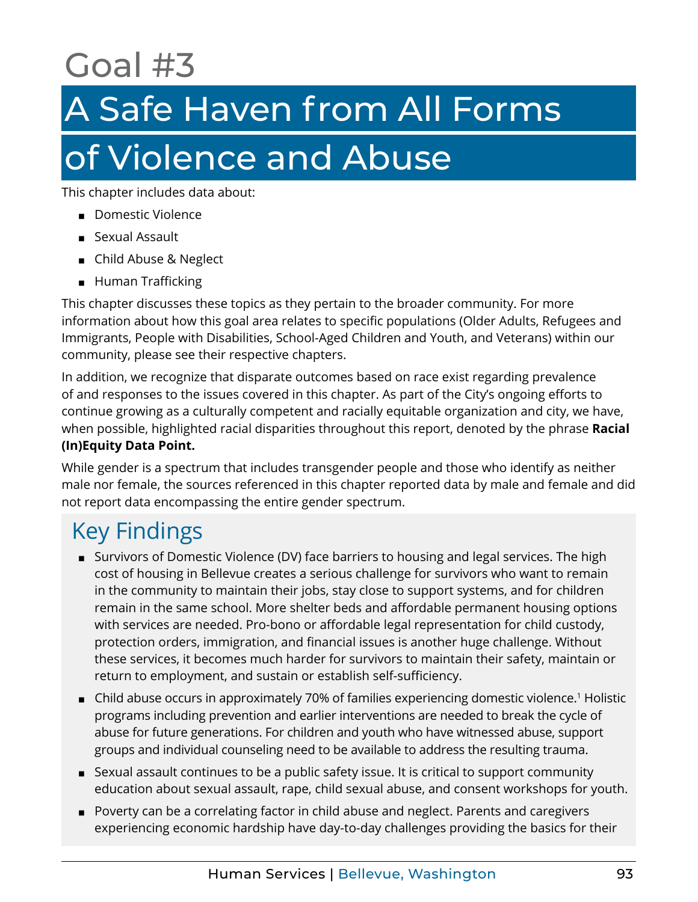# Goal #3

# A Safe Haven from All Forms of Violence and Abuse

This chapter includes data about:

- Domestic Violence
- Sexual Assault
- Child Abuse & Neglect
- Human Trafficking

This chapter discusses these topics as they pertain to the broader community. For more information about how this goal area relates to specific populations (Older Adults, Refugees and Immigrants, People with Disabilities, School-Aged Children and Youth, and Veterans) within our community, please see their respective chapters.

In addition, we recognize that disparate outcomes based on race exist regarding prevalence of and responses to the issues covered in this chapter. As part of the City's ongoing efforts to continue growing as a culturally competent and racially equitable organization and city, we have, when possible, highlighted racial disparities throughout this report, denoted by the phrase **Racial (In)Equity Data Point.**

While gender is a spectrum that includes transgender people and those who identify as neither male nor female, the sources referenced in this chapter reported data by male and female and did not report data encompassing the entire gender spectrum.

## Key Findings

- Survivors of Domestic Violence (DV) face barriers to housing and legal services. The high cost of housing in Bellevue creates a serious challenge for survivors who want to remain in the community to maintain their jobs, stay close to support systems, and for children remain in the same school. More shelter beds and affordable permanent housing options with services are needed. Pro-bono or affordable legal representation for child custody, protection orders, immigration, and financial issues is another huge challenge. Without these services, it becomes much harder for survivors to maintain their safety, maintain or return to employment, and sustain or establish self-sufficiency.
- Child abuse occurs in approximately 70% of families experiencing domestic violence.[1] Holistic programs including prevention and earlier interventions are needed to break the cycle of abuse for future generations. For children and youth who have witnessed abuse, support groups and individual counseling need to be available to address the resulting trauma.
- Sexual assault continues to be a public safety issue. It is critical to support community education about sexual assault, rape, child sexual abuse, and consent workshops for youth.
- Poverty can be a correlating factor in child abuse and neglect. Parents and caregivers experiencing economic hardship have day-to-day challenges providing the basics for their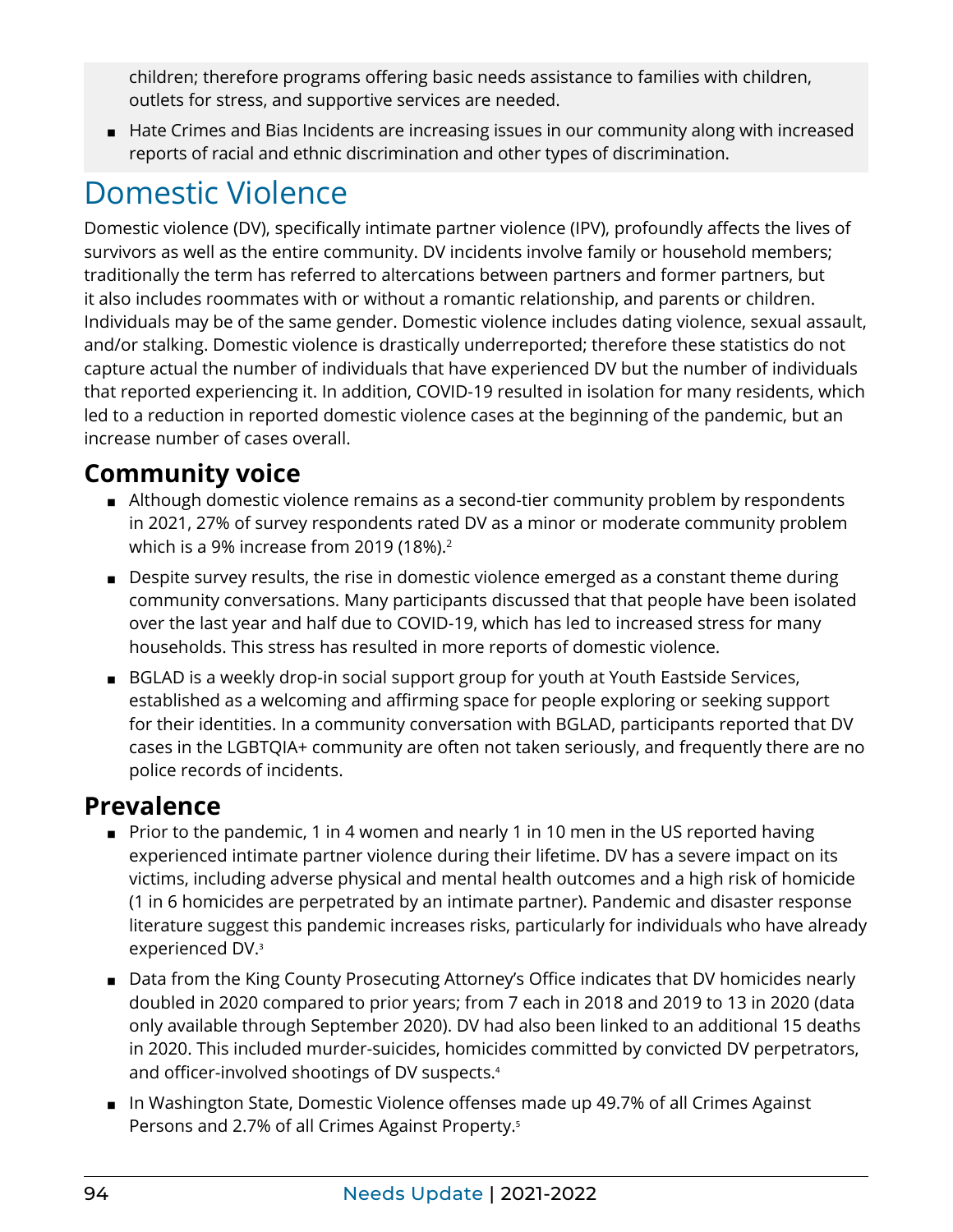children; therefore programs offering basic needs assistance to families with children, outlets for stress, and supportive services are needed.

- Hate Crimes and Bias Incidents are increasing issues in our community along with increased reports of racial and ethnic discrimination and other types of discrimination.

# Domestic Violence

Domestic violence (DV), specifically intimate partner violence (IPV), profoundly affects the lives of survivors as well as the entire community. DV incidents involve family or household members; traditionally the term has referred to altercations between partners and former partners, but it also includes roommates with or without a romantic relationship, and parents or children. Individuals may be of the same gender. Domestic violence includes dating violence, sexual assault, and/or stalking. Domestic violence is drastically underreported; therefore these statistics do not capture actual the number of individuals that have experienced DV but the number of individuals that reported experiencing it. In addition, COVID-19 resulted in isolation for many residents, which led to a reduction in reported domestic violence cases at the beginning of the pandemic, but an increase number of cases overall.

## Community voice

- Although domestic violence remains as a second-tier community problem by respondents in 2021, 27% of survey respondents rated DV as a minor or moderate community problem which is a 9% increase from 2019 (18%).[2]
- Despite survey results, the rise in domestic violence emerged as a constant theme during community conversations. Many participants discussed that that people have been isolated over the last year and half due to COVID-19, which has led to increased stress for many households. This stress has resulted in more reports of domestic violence.
- BGLAD is a weekly drop-in social support group for youth at Youth Eastside Services, established as a welcoming and affirming space for people exploring or seeking support for their identities. In a community conversation with BGLAD, participants reported that DV cases in the LGBTQIA+ community are often not taken seriously, and frequently there are no police records of incidents.

## Prevalence

- Prior to the pandemic, 1 in 4 women and nearly 1 in 10 men in the US reported having experienced intimate partner violence during their lifetime. DV has a severe impact on its victims, including adverse physical and mental health outcomes and a high risk of homicide (1 in 6 homicides are perpetrated by an intimate partner). Pandemic and disaster response literature suggest this pandemic increases risks, particularly for individuals who have already experienced DV.[3]
- Data from the King County Prosecuting Attorney's Office indicates that DV homicides nearly doubled in 2020 compared to prior years; from 7 each in 2018 and 2019 to 13 in 2020 (data only available through September 2020). DV had also been linked to an additional 15 deaths in 2020. This included murder-suicides, homicides committed by convicted DV perpetrators, and officer-involved shootings of DV suspects.[4]
- In Washington State, Domestic Violence offenses made up 49.7% of all Crimes Against Persons and 2.7% of all Crimes Against Property.[5]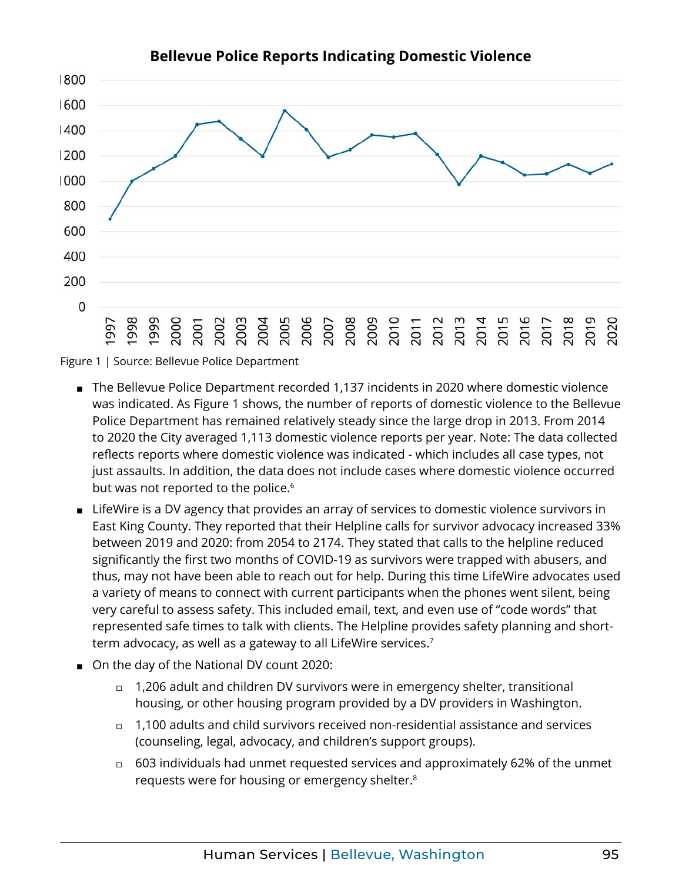**Bellevue Police Reports Indicating Domestic Violence**

Figure 1 | Source: Bellevue Police Department

- The Bellevue Police Department recorded 1,137 incidents in 2020 where domestic violence was indicated. As Figure 1 shows, the number of reports of domestic violence to the Bellevue Police Department has remained relatively steady since the large drop in 2013. From 2014 to 2020 the City averaged 1,113 domestic violence reports per year. Note: The data collected reflects reports where domestic violence was indicated - which includes all case types, not just assaults. In addition, the data does not include cases where domestic violence occurred but was not reported to the police.[6]
- LifeWire is a DV agency that provides an array of services to domestic violence survivors in East King County. They reported that their Helpline calls for survivor advocacy increased 33% between 2019 and 2020: from 2054 to 2174. They stated that calls to the helpline reduced significantly the first two months of COVID-19 as survivors were trapped with abusers, and thus, may not have been able to reach out for help. During this time LifeWire advocates used a variety of means to connect with current participants when the phones went silent, being very careful to assess safety. This included email, text, and even use of "code words" that represented safe times to talk with clients. The Helpline provides safety planning and short-term advocacy, as well as a gateway to all LifeWire services.[7]
- On the day of the National DV count 2020:
  - 1,206 adult and children DV survivors were in emergency shelter, transitional housing, or other housing program provided by a DV providers in Washington.
  - 1,100 adults and child survivors received non-residential assistance and services (counseling, legal, advocacy, and children's support groups).
  - 603 individuals had unmet requested services and approximately 62% of the unmet requests were for housing or emergency shelter.[8]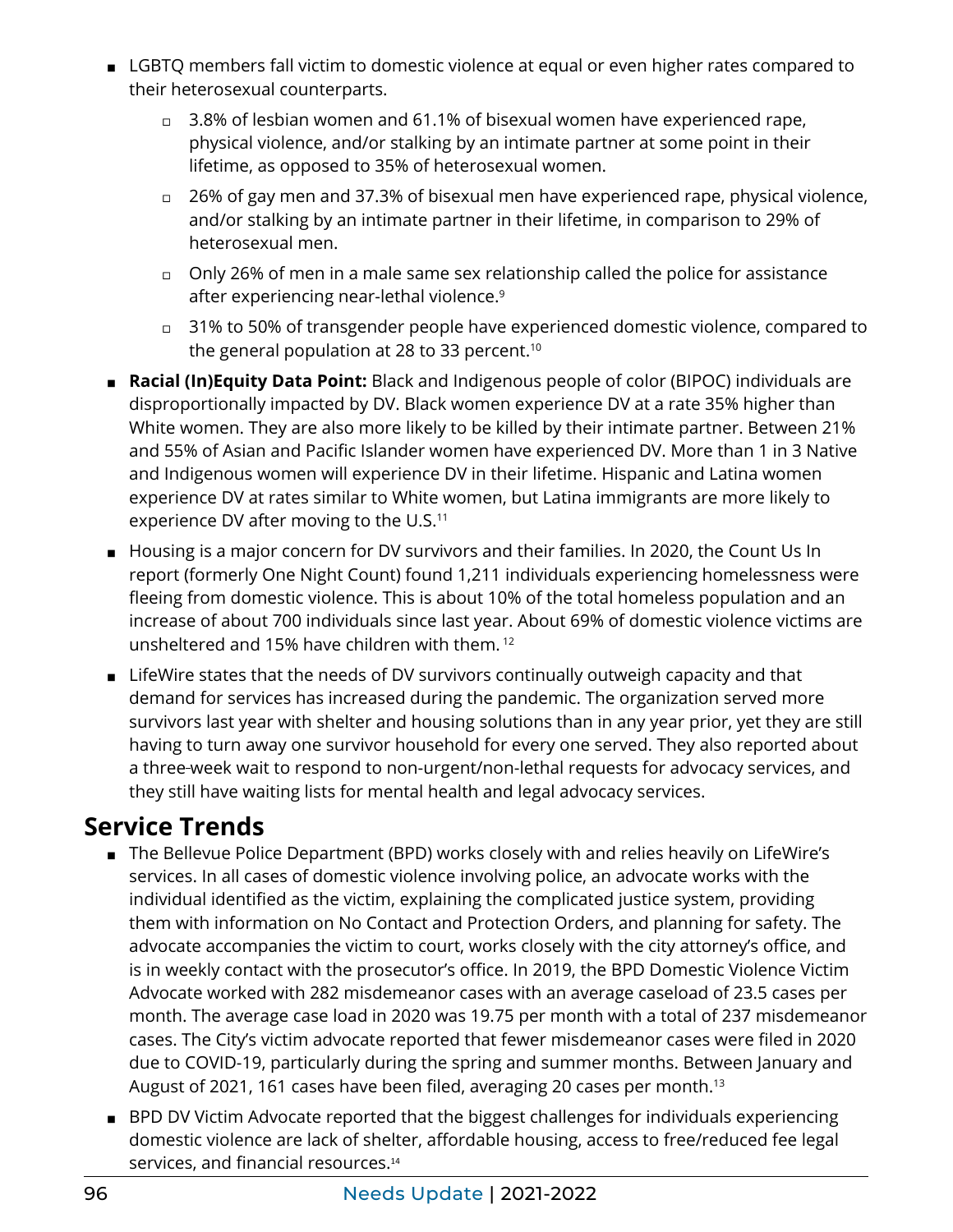- LGBTQ members fall victim to domestic violence at equal or even higher rates compared to their heterosexual counterparts.
  - 3.8% of lesbian women and 61.1% of bisexual women have experienced rape, physical violence, and/or stalking by an intimate partner at some point in their lifetime, as opposed to 35% of heterosexual women.
  - 26% of gay men and 37.3% of bisexual men have experienced rape, physical violence, and/or stalking by an intimate partner in their lifetime, in comparison to 29% of heterosexual men.
  - Only 26% of men in a male same sex relationship called the police for assistance after experiencing near-lethal violence.[9]
  - 31% to 50% of transgender people have experienced domestic violence, compared to the general population at 28 to 33 percent.[10]
- **Racial (In)Equity Data Point:** Black and Indigenous people of color (BIPOC) individuals are disproportionally impacted by DV. Black women experience DV at a rate 35% higher than White women. They are also more likely to be killed by their intimate partner. Between 21% and 55% of Asian and Pacific Islander women have experienced DV. More than 1 in 3 Native and Indigenous women will experience DV in their lifetime. Hispanic and Latina women experience DV at rates similar to White women, but Latina immigrants are more likely to experience DV after moving to the U.S.[11]
- Housing is a major concern for DV survivors and their families. In 2020, the Count Us In report (formerly One Night Count) found 1,211 individuals experiencing homelessness were fleeing from domestic violence. This is about 10% of the total homeless population and an increase of about 700 individuals since last year. About 69% of domestic violence victims are unsheltered and 15% have children with them.[12]
- LifeWire states that the needs of DV survivors continually outweigh capacity and that demand for services has increased during the pandemic. The organization served more survivors last year with shelter and housing solutions than in any year prior, yet they are still having to turn away one survivor household for every one served. They also reported about a three-week wait to respond to non-urgent/non-lethal requests for advocacy services, and they still have waiting lists for mental health and legal advocacy services.

## Service Trends

- The Bellevue Police Department (BPD) works closely with and relies heavily on LifeWire's services. In all cases of domestic violence involving police, an advocate works with the individual identified as the victim, explaining the complicated justice system, providing them with information on No Contact and Protection Orders, and planning for safety. The advocate accompanies the victim to court, works closely with the city attorney's office, and is in weekly contact with the prosecutor's office. In 2019, the BPD Domestic Violence Victim Advocate worked with 282 misdemeanor cases with an average caseload of 23.5 cases per month. The average case load in 2020 was 19.75 per month with a total of 237 misdemeanor cases. The City's victim advocate reported that fewer misdemeanor cases were filed in 2020 due to COVID-19, particularly during the spring and summer months. Between January and August of 2021, 161 cases have been filed, averaging 20 cases per month.[13]
- BPD DV Victim Advocate reported that the biggest challenges for individuals experiencing domestic violence are lack of shelter, affordable housing, access to free/reduced fee legal services, and financial resources.[14]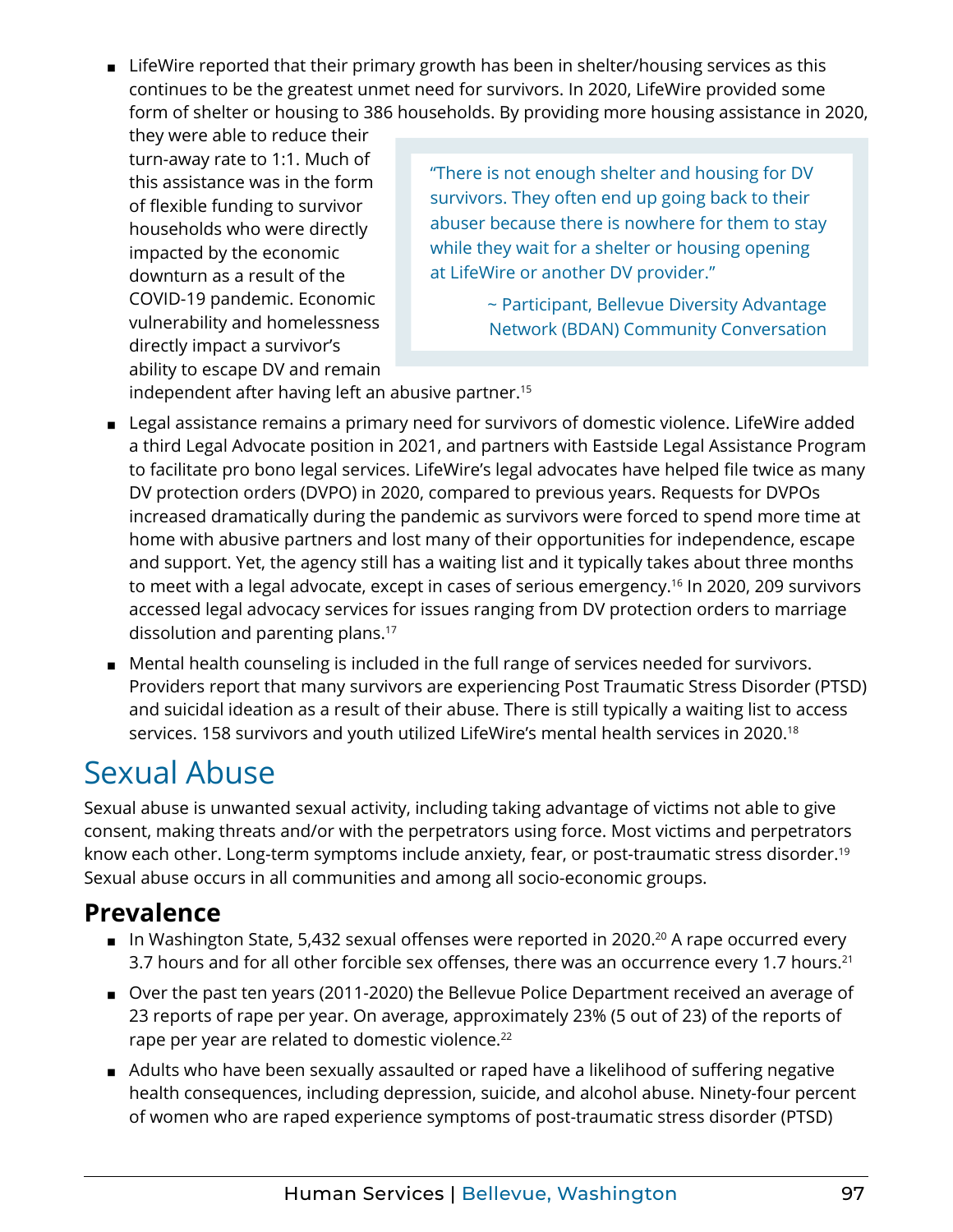- LifeWire reported that their primary growth has been in shelter/housing services as this continues to be the greatest unmet need for survivors. In 2020, LifeWire provided some form of shelter or housing to 386 households. By providing more housing assistance in 2020, they were able to reduce their turn-away rate to 1:1. Much of this assistance was in the form of flexible funding to survivor households who were directly impacted by the economic downturn as a result of the COVID-19 pandemic. Economic vulnerability and homelessness directly impact a survivor's ability to escape DV and remain independent after having left an abusive partner.[15]

> "There is not enough shelter and housing for DV survivors. They often end up going back to their abuser because there is nowhere for them to stay while they wait for a shelter or housing opening at LifeWire or another DV provider."
>
> ~ Participant, Bellevue Diversity Advantage Network (BDAN) Community Conversation

- Legal assistance remains a primary need for survivors of domestic violence. LifeWire added a third Legal Advocate position in 2021, and partners with Eastside Legal Assistance Program to facilitate pro bono legal services. LifeWire's legal advocates have helped file twice as many DV protection orders (DVPO) in 2020, compared to previous years. Requests for DVPOs increased dramatically during the pandemic as survivors were forced to spend more time at home with abusive partners and lost many of their opportunities for independence, escape and support. Yet, the agency still has a waiting list and it typically takes about three months to meet with a legal advocate, except in cases of serious emergency.[16] In 2020, 209 survivors accessed legal advocacy services for issues ranging from DV protection orders to marriage dissolution and parenting plans.[17]
- Mental health counseling is included in the full range of services needed for survivors. Providers report that many survivors are experiencing Post Traumatic Stress Disorder (PTSD) and suicidal ideation as a result of their abuse. There is still typically a waiting list to access services. 158 survivors and youth utilized LifeWire's mental health services in 2020.[18]

# Sexual Abuse

Sexual abuse is unwanted sexual activity, including taking advantage of victims not able to give consent, making threats and/or with the perpetrators using force. Most victims and perpetrators know each other. Long-term symptoms include anxiety, fear, or post-traumatic stress disorder.[19] Sexual abuse occurs in all communities and among all socio-economic groups.

## Prevalence

- In Washington State, 5,432 sexual offenses were reported in 2020.[20] A rape occurred every 3.7 hours and for all other forcible sex offenses, there was an occurrence every 1.7 hours.[21]
- Over the past ten years (2011-2020) the Bellevue Police Department received an average of 23 reports of rape per year. On average, approximately 23% (5 out of 23) of the reports of rape per year are related to domestic violence.[22]
- Adults who have been sexually assaulted or raped have a likelihood of suffering negative health consequences, including depression, suicide, and alcohol abuse. Ninety-four percent of women who are raped experience symptoms of post-traumatic stress disorder (PTSD)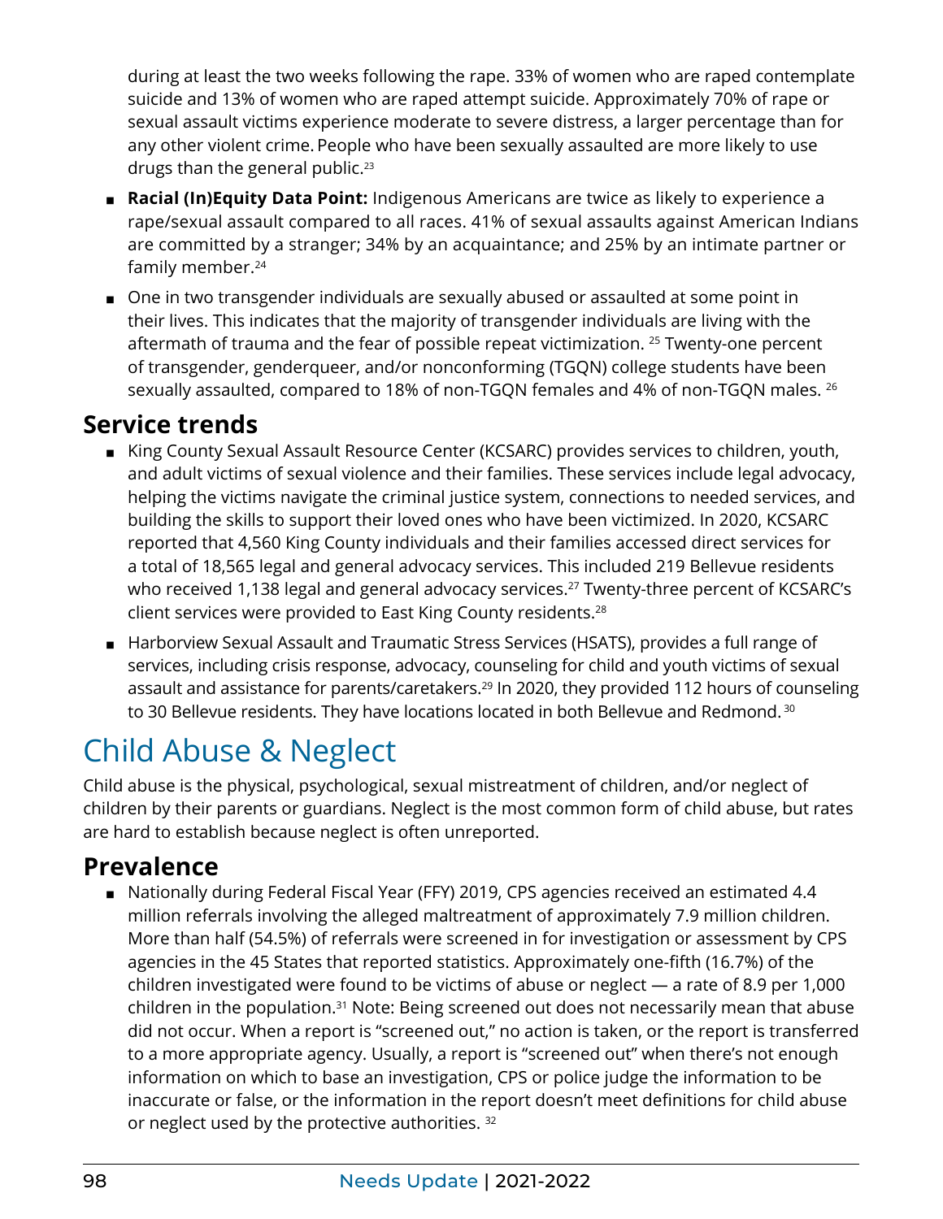during at least the two weeks following the rape. 33% of women who are raped contemplate suicide and 13% of women who are raped attempt suicide. Approximately 70% of rape or sexual assault victims experience moderate to severe distress, a larger percentage than for any other violent crime. People who have been sexually assaulted are more likely to use drugs than the general public.[23]

- **Racial (In)Equity Data Point:** Indigenous Americans are twice as likely to experience a rape/sexual assault compared to all races. 41% of sexual assaults against American Indians are committed by a stranger; 34% by an acquaintance; and 25% by an intimate partner or family member.[24]
- One in two transgender individuals are sexually abused or assaulted at some point in their lives. This indicates that the majority of transgender individuals are living with the aftermath of trauma and the fear of possible repeat victimization. [25] Twenty-one percent of transgender, genderqueer, and/or nonconforming (TGQN) college students have been sexually assaulted, compared to 18% of non-TGQN females and 4% of non-TGQN males. [26]

## Service trends

- King County Sexual Assault Resource Center (KCSARC) provides services to children, youth, and adult victims of sexual violence and their families. These services include legal advocacy, helping the victims navigate the criminal justice system, connections to needed services, and building the skills to support their loved ones who have been victimized. In 2020, KCSARC reported that 4,560 King County individuals and their families accessed direct services for a total of 18,565 legal and general advocacy services. This included 219 Bellevue residents who received 1,138 legal and general advocacy services.[27] Twenty-three percent of KCSARC's client services were provided to East King County residents.[28]
- Harborview Sexual Assault and Traumatic Stress Services (HSATS), provides a full range of services, including crisis response, advocacy, counseling for child and youth victims of sexual assault and assistance for parents/caretakers.[29] In 2020, they provided 112 hours of counseling to 30 Bellevue residents. They have locations located in both Bellevue and Redmond. [30]

# Child Abuse & Neglect

Child abuse is the physical, psychological, sexual mistreatment of children, and/or neglect of children by their parents or guardians. Neglect is the most common form of child abuse, but rates are hard to establish because neglect is often unreported.

## Prevalence

- Nationally during Federal Fiscal Year (FFY) 2019, CPS agencies received an estimated 4.4 million referrals involving the alleged maltreatment of approximately 7.9 million children. More than half (54.5%) of referrals were screened in for investigation or assessment by CPS agencies in the 45 States that reported statistics. Approximately one-fifth (16.7%) of the children investigated were found to be victims of abuse or neglect — a rate of 8.9 per 1,000 children in the population.[31] Note: Being screened out does not necessarily mean that abuse did not occur. When a report is "screened out," no action is taken, or the report is transferred to a more appropriate agency. Usually, a report is "screened out" when there's not enough information on which to base an investigation, CPS or police judge the information to be inaccurate or false, or the information in the report doesn't meet definitions for child abuse or neglect used by the protective authorities. [32]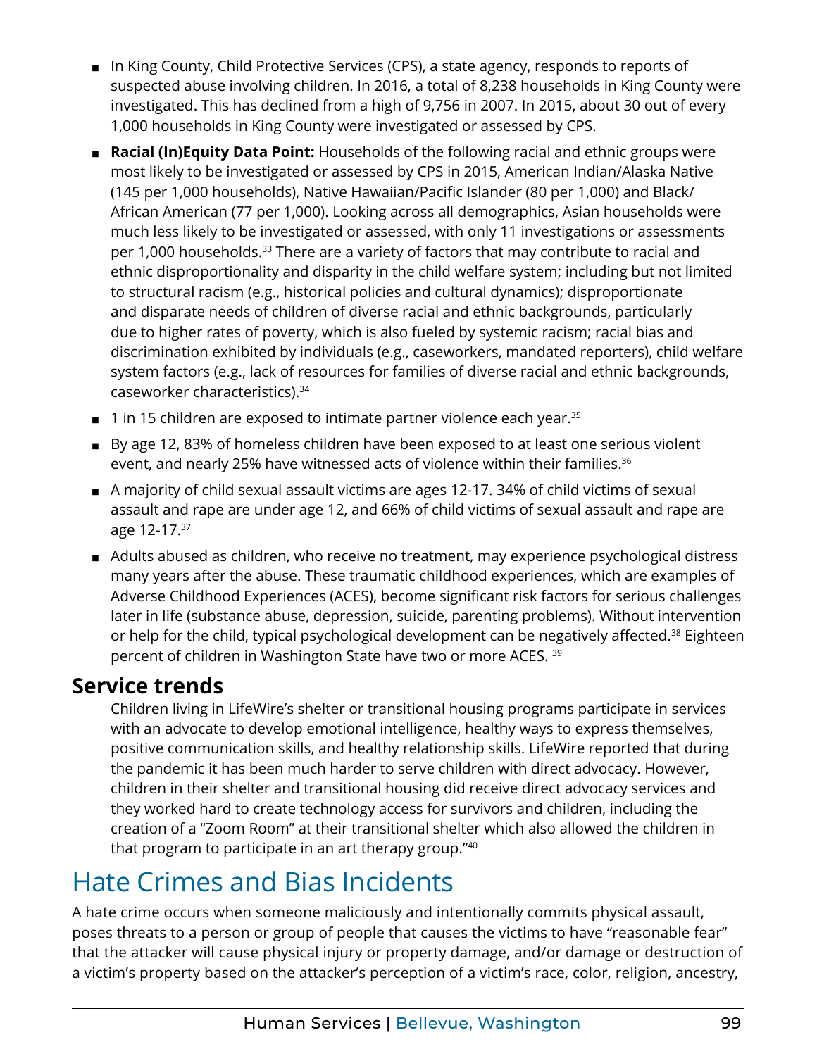- In King County, Child Protective Services (CPS), a state agency, responds to reports of suspected abuse involving children. In 2016, a total of 8,238 households in King County were investigated. This has declined from a high of 9,756 in 2007. In 2015, about 30 out of every 1,000 households in King County were investigated or assessed by CPS.
- **Racial (In)Equity Data Point:** Households of the following racial and ethnic groups were most likely to be investigated or assessed by CPS in 2015, American Indian/Alaska Native (145 per 1,000 households), Native Hawaiian/Pacific Islander (80 per 1,000) and Black/African American (77 per 1,000). Looking across all demographics, Asian households were much less likely to be investigated or assessed, with only 11 investigations or assessments per 1,000 households.[33] There are a variety of factors that may contribute to racial and ethnic disproportionality and disparity in the child welfare system; including but not limited to structural racism (e.g., historical policies and cultural dynamics); disproportionate and disparate needs of children of diverse racial and ethnic backgrounds, particularly due to higher rates of poverty, which is also fueled by systemic racism; racial bias and discrimination exhibited by individuals (e.g., caseworkers, mandated reporters), child welfare system factors (e.g., lack of resources for families of diverse racial and ethnic backgrounds, caseworker characteristics).[34]
- 1 in 15 children are exposed to intimate partner violence each year.[35]
- By age 12, 83% of homeless children have been exposed to at least one serious violent event, and nearly 25% have witnessed acts of violence within their families.[36]
- A majority of child sexual assault victims are ages 12-17. 34% of child victims of sexual assault and rape are under age 12, and 66% of child victims of sexual assault and rape are age 12-17.[37]
- Adults abused as children, who receive no treatment, may experience psychological distress many years after the abuse. These traumatic childhood experiences, which are examples of Adverse Childhood Experiences (ACES), become significant risk factors for serious challenges later in life (substance abuse, depression, suicide, parenting problems). Without intervention or help for the child, typical psychological development can be negatively affected.[38] Eighteen percent of children in Washington State have two or more ACES.[39]

### Service trends

Children living in LifeWire's shelter or transitional housing programs participate in services with an advocate to develop emotional intelligence, healthy ways to express themselves, positive communication skills, and healthy relationship skills. LifeWire reported that during the pandemic it has been much harder to serve children with direct advocacy. However, children in their shelter and transitional housing did receive direct advocacy services and they worked hard to create technology access for survivors and children, including the creation of a "Zoom Room" at their transitional shelter which also allowed the children in that program to participate in an art therapy group."[40]

## Hate Crimes and Bias Incidents

A hate crime occurs when someone maliciously and intentionally commits physical assault, poses threats to a person or group of people that causes the victims to have "reasonable fear" that the attacker will cause physical injury or property damage, and/or damage or destruction of a victim's property based on the attacker's perception of a victim's race, color, religion, ancestry,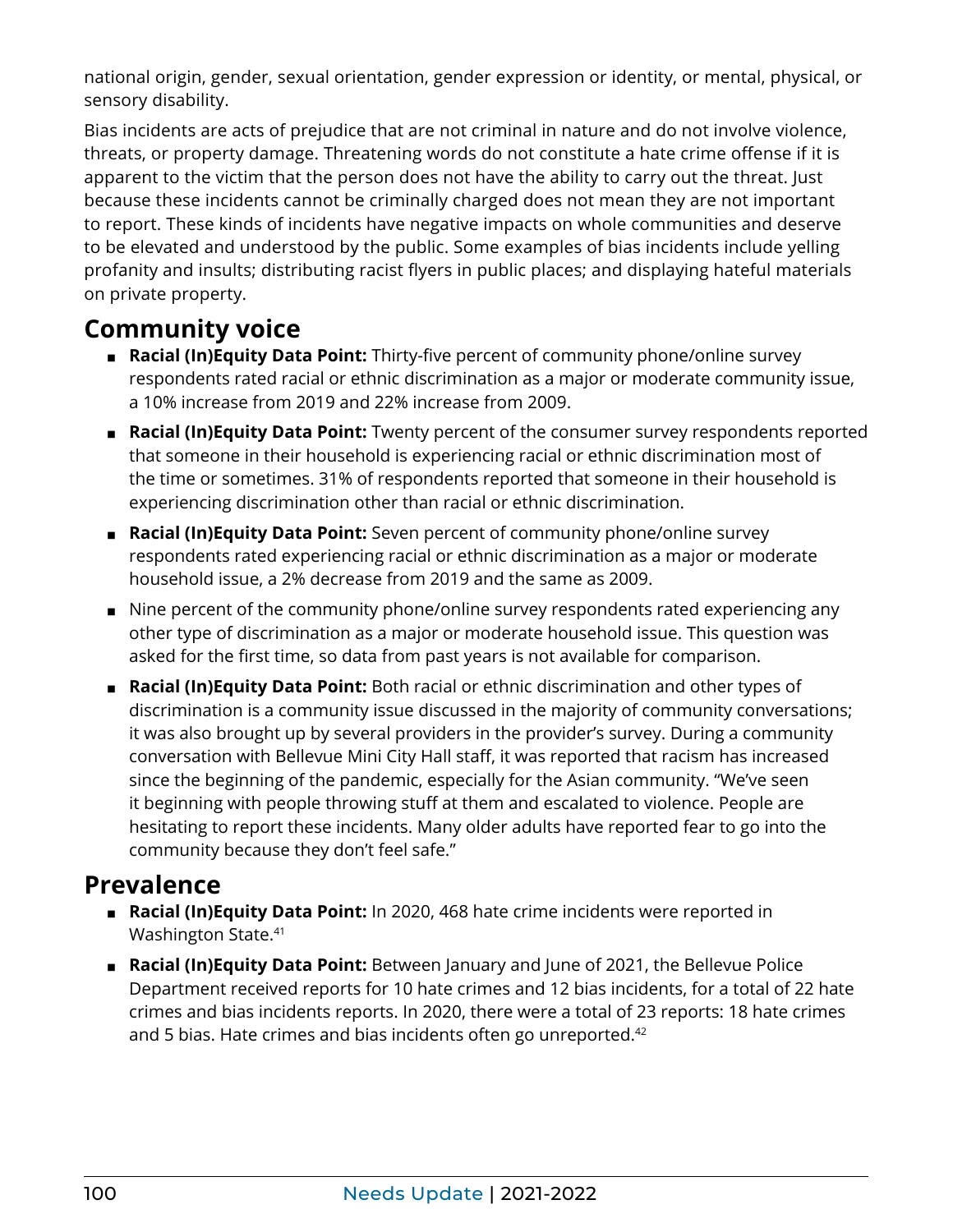national origin, gender, sexual orientation, gender expression or identity, or mental, physical, or sensory disability.

Bias incidents are acts of prejudice that are not criminal in nature and do not involve violence, threats, or property damage. Threatening words do not constitute a hate crime offense if it is apparent to the victim that the person does not have the ability to carry out the threat. Just because these incidents cannot be criminally charged does not mean they are not important to report. These kinds of incidents have negative impacts on whole communities and deserve to be elevated and understood by the public. Some examples of bias incidents include yelling profanity and insults; distributing racist flyers in public places; and displaying hateful materials on private property.

## Community voice

- **Racial (In)Equity Data Point:** Thirty-five percent of community phone/online survey respondents rated racial or ethnic discrimination as a major or moderate community issue, a 10% increase from 2019 and 22% increase from 2009.
- **Racial (In)Equity Data Point:** Twenty percent of the consumer survey respondents reported that someone in their household is experiencing racial or ethnic discrimination most of the time or sometimes. 31% of respondents reported that someone in their household is experiencing discrimination other than racial or ethnic discrimination.
- **Racial (In)Equity Data Point:** Seven percent of community phone/online survey respondents rated experiencing racial or ethnic discrimination as a major or moderate household issue, a 2% decrease from 2019 and the same as 2009.
- Nine percent of the community phone/online survey respondents rated experiencing any other type of discrimination as a major or moderate household issue. This question was asked for the first time, so data from past years is not available for comparison.
- **Racial (In)Equity Data Point:** Both racial or ethnic discrimination and other types of discrimination is a community issue discussed in the majority of community conversations; it was also brought up by several providers in the provider's survey. During a community conversation with Bellevue Mini City Hall staff, it was reported that racism has increased since the beginning of the pandemic, especially for the Asian community. "We've seen it beginning with people throwing stuff at them and escalated to violence. People are hesitating to report these incidents. Many older adults have reported fear to go into the community because they don't feel safe."

## Prevalence

- **Racial (In)Equity Data Point:** In 2020, 468 hate crime incidents were reported in Washington State.[41]
- **Racial (In)Equity Data Point:** Between January and June of 2021, the Bellevue Police Department received reports for 10 hate crimes and 12 bias incidents, for a total of 22 hate crimes and bias incidents reports. In 2020, there were a total of 23 reports: 18 hate crimes and 5 bias. Hate crimes and bias incidents often go unreported.[42]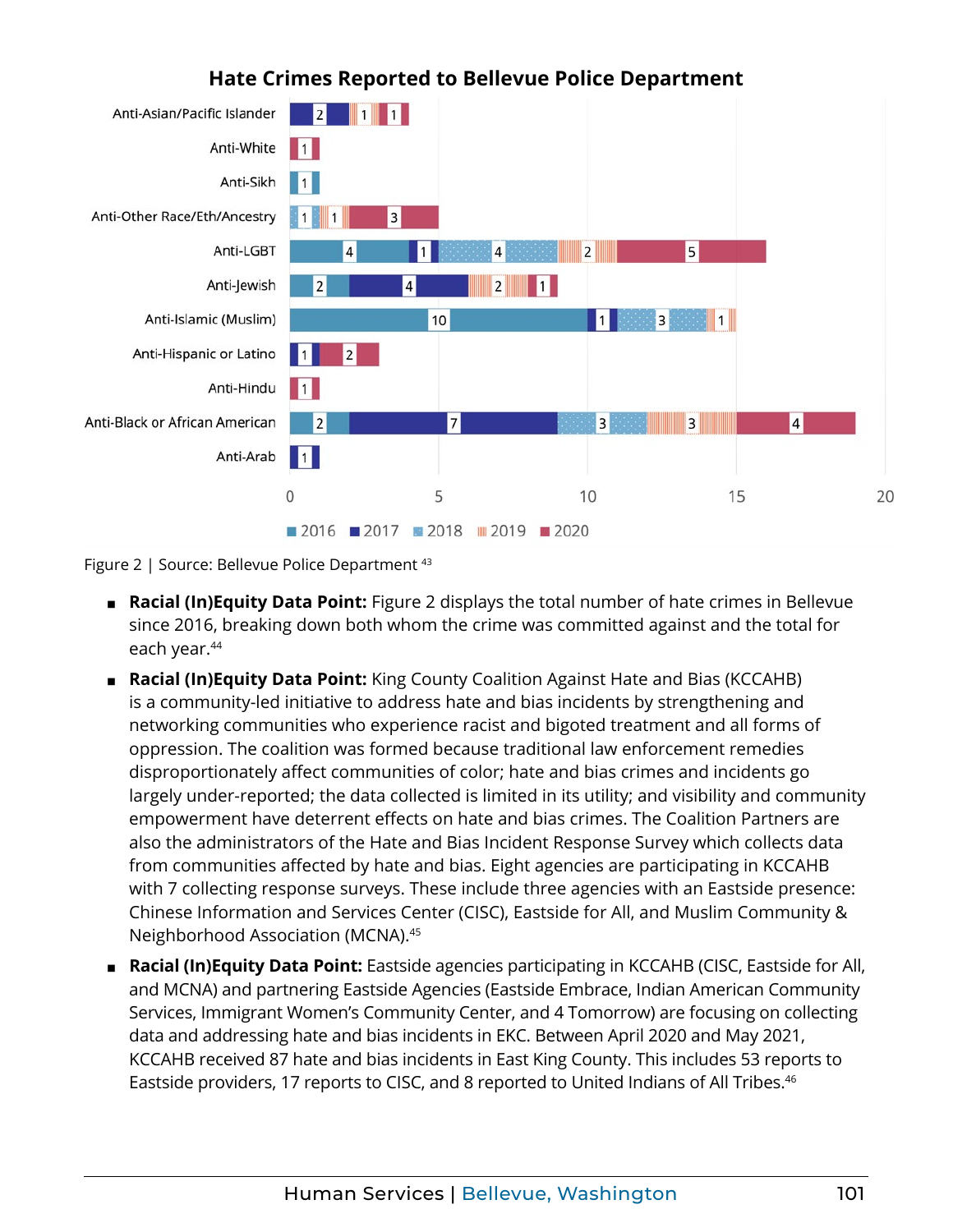## Hate Crimes Reported to Bellevue Police Department

| | 2016 | 2017 | 2018 | 2019 | 2020 |
|---|---|---|---|---|---|
| Anti-Asian/Pacific Islander | | 2 | | 1 | 1 |
| Anti-White | | | | | 1 |
| Anti-Sikh | 1 | | | | |
| Anti-Other Race/Eth/Ancestry | | | 1 | 1 | 3 |
| Anti-LGBT | 4 | 1 | 4 | 2 | 5 |
| Anti-Jewish | 2 | 4 | | 2 | 1 |
| Anti-Islamic (Muslim) | 10 | 1 | 3 | 1 | |
| Anti-Hispanic or Latino | | 1 | | | 2 |
| Anti-Hindu | | | | | 1 |
| Anti-Black or African American | 2 | 7 | 3 | 3 | 4 |
| Anti-Arab | | 1 | | | |

Figure 2 | Source: Bellevue Police Department [43]

- **Racial (In)Equity Data Point:** Figure 2 displays the total number of hate crimes in Bellevue since 2016, breaking down both whom the crime was committed against and the total for each year.[44]
- **Racial (In)Equity Data Point:** King County Coalition Against Hate and Bias (KCCAHB) is a community-led initiative to address hate and bias incidents by strengthening and networking communities who experience racist and bigoted treatment and all forms of oppression. The coalition was formed because traditional law enforcement remedies disproportionately affect communities of color; hate and bias crimes and incidents go largely under-reported; the data collected is limited in its utility; and visibility and community empowerment have deterrent effects on hate and bias crimes. The Coalition Partners are also the administrators of the Hate and Bias Incident Response Survey which collects data from communities affected by hate and bias. Eight agencies are participating in KCCAHB with 7 collecting response surveys. These include three agencies with an Eastside presence: Chinese Information and Services Center (CISC), Eastside for All, and Muslim Community & Neighborhood Association (MCNA).[45]
- **Racial (In)Equity Data Point:** Eastside agencies participating in KCCAHB (CISC, Eastside for All, and MCNA) and partnering Eastside Agencies (Eastside Embrace, Indian American Community Services, Immigrant Women's Community Center, and 4 Tomorrow) are focusing on collecting data and addressing hate and bias incidents in EKC. Between April 2020 and May 2021, KCCAHB received 87 hate and bias incidents in East King County. This includes 53 reports to Eastside providers, 17 reports to CISC, and 8 reported to United Indians of All Tribes.[46]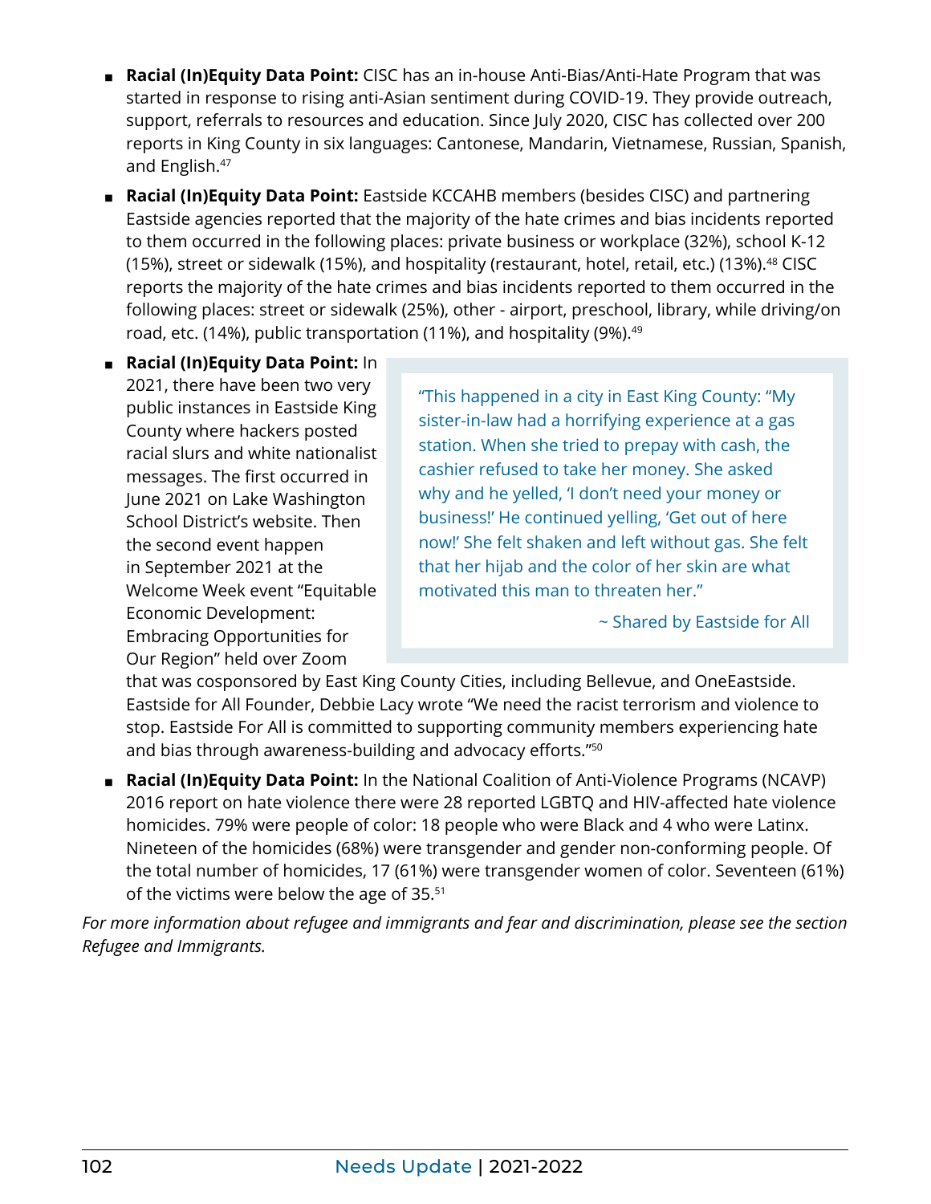- **Racial (In)Equity Data Point:** CISC has an in-house Anti-Bias/Anti-Hate Program that was started in response to rising anti-Asian sentiment during COVID-19. They provide outreach, support, referrals to resources and education. Since July 2020, CISC has collected over 200 reports in King County in six languages: Cantonese, Mandarin, Vietnamese, Russian, Spanish, and English.[47]
- **Racial (In)Equity Data Point:** Eastside KCCAHB members (besides CISC) and partnering Eastside agencies reported that the majority of the hate crimes and bias incidents reported to them occurred in the following places: private business or workplace (32%), school K-12 (15%), street or sidewalk (15%), and hospitality (restaurant, hotel, retail, etc.) (13%).[48] CISC reports the majority of the hate crimes and bias incidents reported to them occurred in the following places: street or sidewalk (25%), other - airport, preschool, library, while driving/on road, etc. (14%), public transportation (11%), and hospitality (9%).[49]
- **Racial (In)Equity Data Point:** In 2021, there have been two very public instances in Eastside King County where hackers posted racial slurs and white nationalist messages. The first occurred in June 2021 on Lake Washington School District's website. Then the second event happen in September 2021 at the Welcome Week event "Equitable Economic Development: Embracing Opportunities for Our Region" held over Zoom that was cosponsored by East King County Cities, including Bellevue, and OneEastside. Eastside for All Founder, Debbie Lacy wrote "We need the racist terrorism and violence to stop. Eastside For All is committed to supporting community members experiencing hate and bias through awareness-building and advocacy efforts."[50]

> "This happened in a city in East King County: "My sister-in-law had a horrifying experience at a gas station. When she tried to prepay with cash, the cashier refused to take her money. She asked why and he yelled, 'I don't need your money or business!' He continued yelling, 'Get out of here now!' She felt shaken and left without gas. She felt that her hijab and the color of her skin are what motivated this man to threaten her."
>
> ~ Shared by Eastside for All

- **Racial (In)Equity Data Point:** In the National Coalition of Anti-Violence Programs (NCAVP) 2016 report on hate violence there were 28 reported LGBTQ and HIV-affected hate violence homicides. 79% were people of color: 18 people who were Black and 4 who were Latinx. Nineteen of the homicides (68%) were transgender and gender non-conforming people. Of the total number of homicides, 17 (61%) were transgender women of color. Seventeen (61%) of the victims were below the age of 35.[51]

*For more information about refugee and immigrants and fear and discrimination, please see the section Refugee and Immigrants.*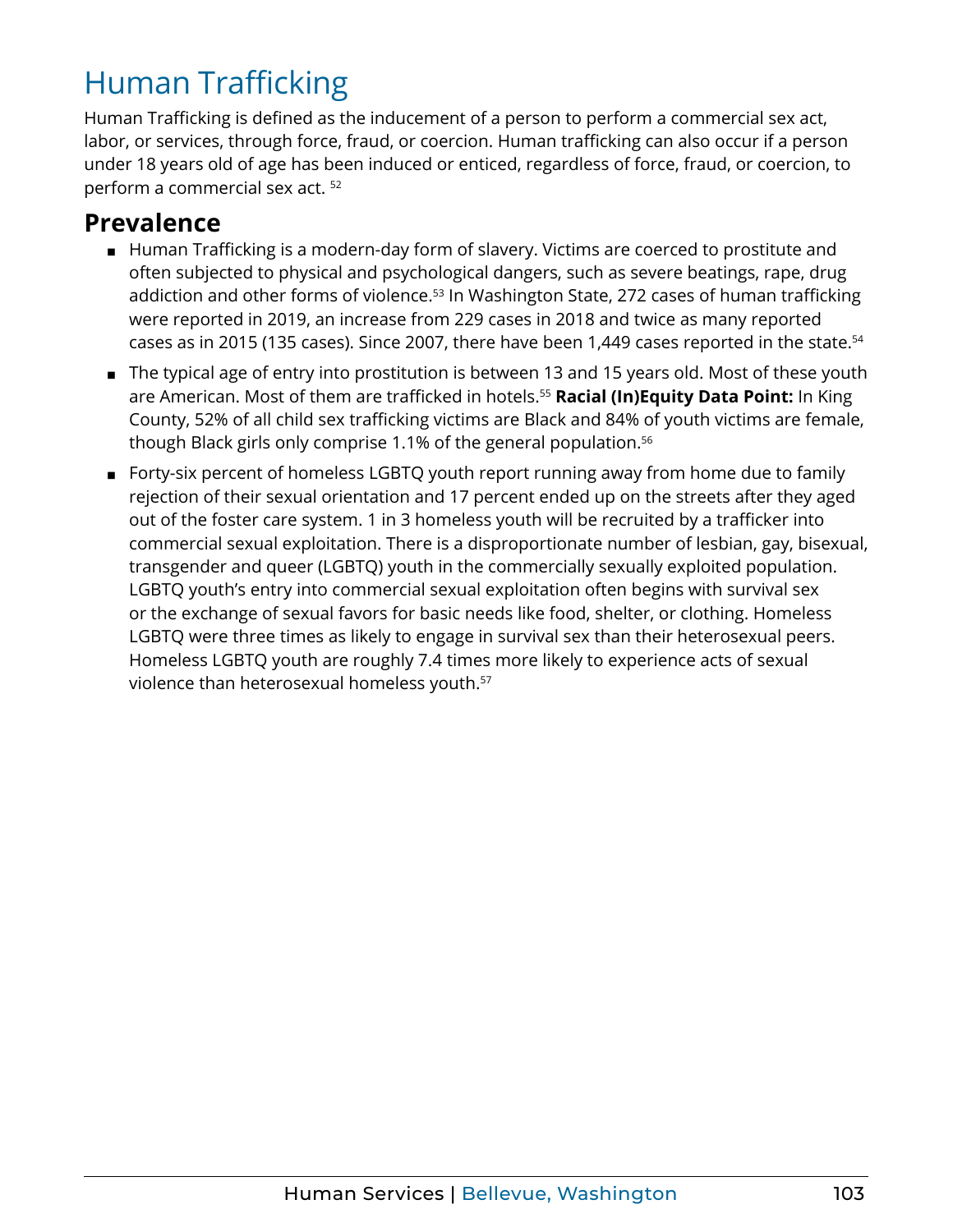# Human Trafficking

Human Trafficking is defined as the inducement of a person to perform a commercial sex act, labor, or services, through force, fraud, or coercion. Human trafficking can also occur if a person under 18 years old of age has been induced or enticed, regardless of force, fraud, or coercion, to perform a commercial sex act. [52]

## Prevalence

- Human Trafficking is a modern-day form of slavery. Victims are coerced to prostitute and often subjected to physical and psychological dangers, such as severe beatings, rape, drug addiction and other forms of violence.[53] In Washington State, 272 cases of human trafficking were reported in 2019, an increase from 229 cases in 2018 and twice as many reported cases as in 2015 (135 cases). Since 2007, there have been 1,449 cases reported in the state.[54]
- The typical age of entry into prostitution is between 13 and 15 years old. Most of these youth are American. Most of them are trafficked in hotels.[55] **Racial (In)Equity Data Point:** In King County, 52% of all child sex trafficking victims are Black and 84% of youth victims are female, though Black girls only comprise 1.1% of the general population.[56]
- Forty-six percent of homeless LGBTQ youth report running away from home due to family rejection of their sexual orientation and 17 percent ended up on the streets after they aged out of the foster care system. 1 in 3 homeless youth will be recruited by a trafficker into commercial sexual exploitation. There is a disproportionate number of lesbian, gay, bisexual, transgender and queer (LGBTQ) youth in the commercially sexually exploited population. LGBTQ youth's entry into commercial sexual exploitation often begins with survival sex or the exchange of sexual favors for basic needs like food, shelter, or clothing. Homeless LGBTQ were three times as likely to engage in survival sex than their heterosexual peers. Homeless LGBTQ youth are roughly 7.4 times more likely to experience acts of sexual violence than heterosexual homeless youth.[57]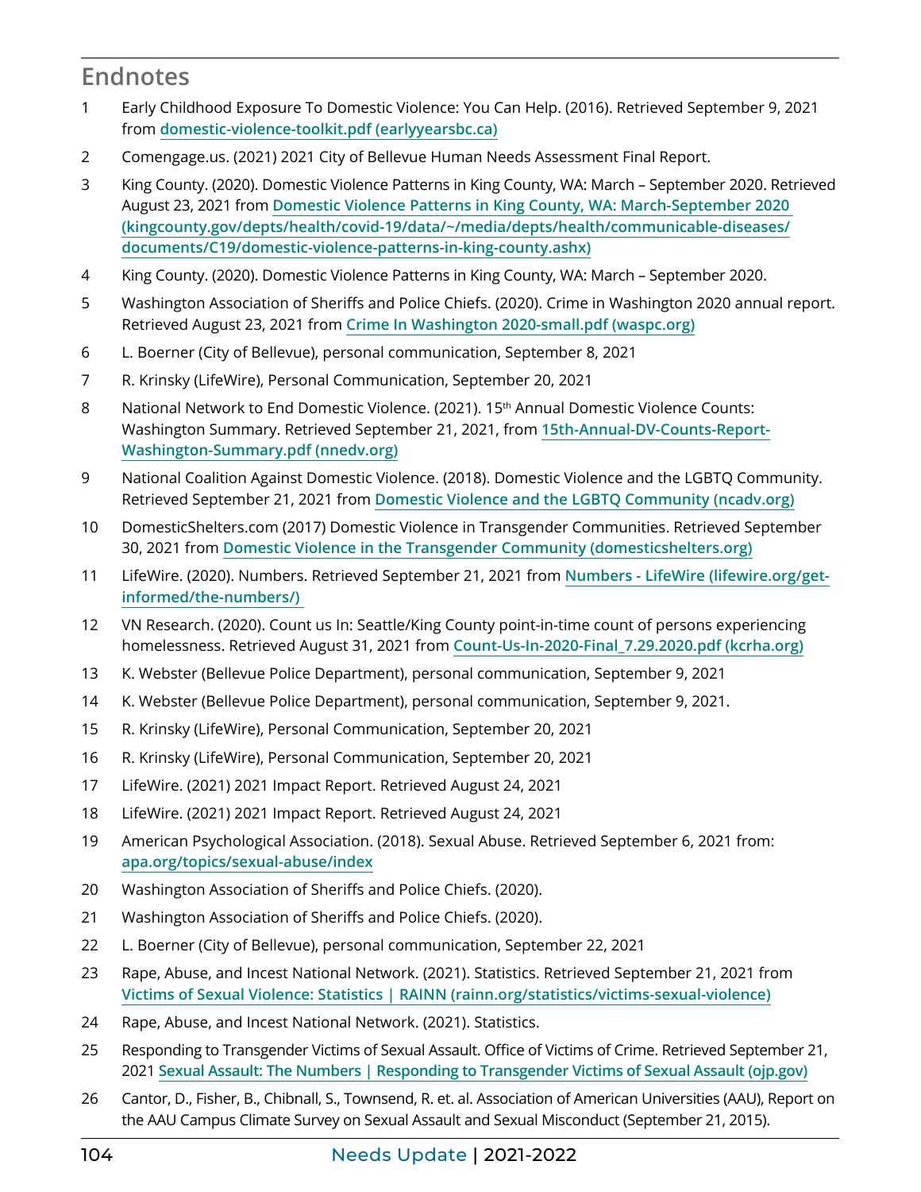## Endnotes

1. Early Childhood Exposure To Domestic Violence: You Can Help. (2016). Retrieved September 9, 2021 from **domestic-violence-toolkit.pdf (earlyyearsbc.ca)**
2. Comengage.us. (2021) 2021 City of Bellevue Human Needs Assessment Final Report.
3. King County. (2020). Domestic Violence Patterns in King County, WA: March – September 2020. Retrieved August 23, 2021 from **Domestic Violence Patterns in King County, WA: March-September 2020 (kingcounty.gov/depts/health/covid-19/data/~/media/depts/health/communicable-diseases/documents/C19/domestic-violence-patterns-in-king-county.ashx)**
4. King County. (2020). Domestic Violence Patterns in King County, WA: March – September 2020.
5. Washington Association of Sheriffs and Police Chiefs. (2020). Crime in Washington 2020 annual report. Retrieved August 23, 2021 from **Crime In Washington 2020-small.pdf (waspc.org)**
6. L. Boerner (City of Bellevue), personal communication, September 8, 2021
7. R. Krinsky (LifeWire), Personal Communication, September 20, 2021
8. National Network to End Domestic Violence. (2021). 15th Annual Domestic Violence Counts: Washington Summary. Retrieved September 21, 2021, from **15th-Annual-DV-Counts-Report-Washington-Summary.pdf (nnedv.org)**
9. National Coalition Against Domestic Violence. (2018). Domestic Violence and the LGBTQ Community. Retrieved September 21, 2021 from **Domestic Violence and the LGBTQ Community (ncadv.org)**
10. DomesticShelters.com (2017) Domestic Violence in Transgender Communities. Retrieved September 30, 2021 from **Domestic Violence in the Transgender Community (domesticshelters.org)**
11. LifeWire. (2020). Numbers. Retrieved September 21, 2021 from **Numbers - LifeWire (lifewire.org/get-informed/the-numbers/)**
12. VN Research. (2020). Count us In: Seattle/King County point-in-time count of persons experiencing homelessness. Retrieved August 31, 2021 from **Count-Us-In-2020-Final_7.29.2020.pdf (kcrha.org)**
13. K. Webster (Bellevue Police Department), personal communication, September 9, 2021
14. K. Webster (Bellevue Police Department), personal communication, September 9, 2021.
15. R. Krinsky (LifeWire), Personal Communication, September 20, 2021
16. R. Krinsky (LifeWire), Personal Communication, September 20, 2021
17. LifeWire. (2021) 2021 Impact Report. Retrieved August 24, 2021
18. LifeWire. (2021) 2021 Impact Report. Retrieved August 24, 2021
19. American Psychological Association. (2018). Sexual Abuse. Retrieved September 6, 2021 from: **apa.org/topics/sexual-abuse/index**
20. Washington Association of Sheriffs and Police Chiefs. (2020).
21. Washington Association of Sheriffs and Police Chiefs. (2020).
22. L. Boerner (City of Bellevue), personal communication, September 22, 2021
23. Rape, Abuse, and Incest National Network. (2021). Statistics. Retrieved September 21, 2021 from **Victims of Sexual Violence: Statistics | RAINN (rainn.org/statistics/victims-sexual-violence)**
24. Rape, Abuse, and Incest National Network. (2021). Statistics.
25. Responding to Transgender Victims of Sexual Assault. Office of Victims of Crime. Retrieved September 21, 2021 **Sexual Assault: The Numbers | Responding to Transgender Victims of Sexual Assault (ojp.gov)**
26. Cantor, D., Fisher, B., Chibnall, S., Townsend, R. et. al. Association of American Universities (AAU), Report on the AAU Campus Climate Survey on Sexual Assault and Sexual Misconduct (September 21, 2015).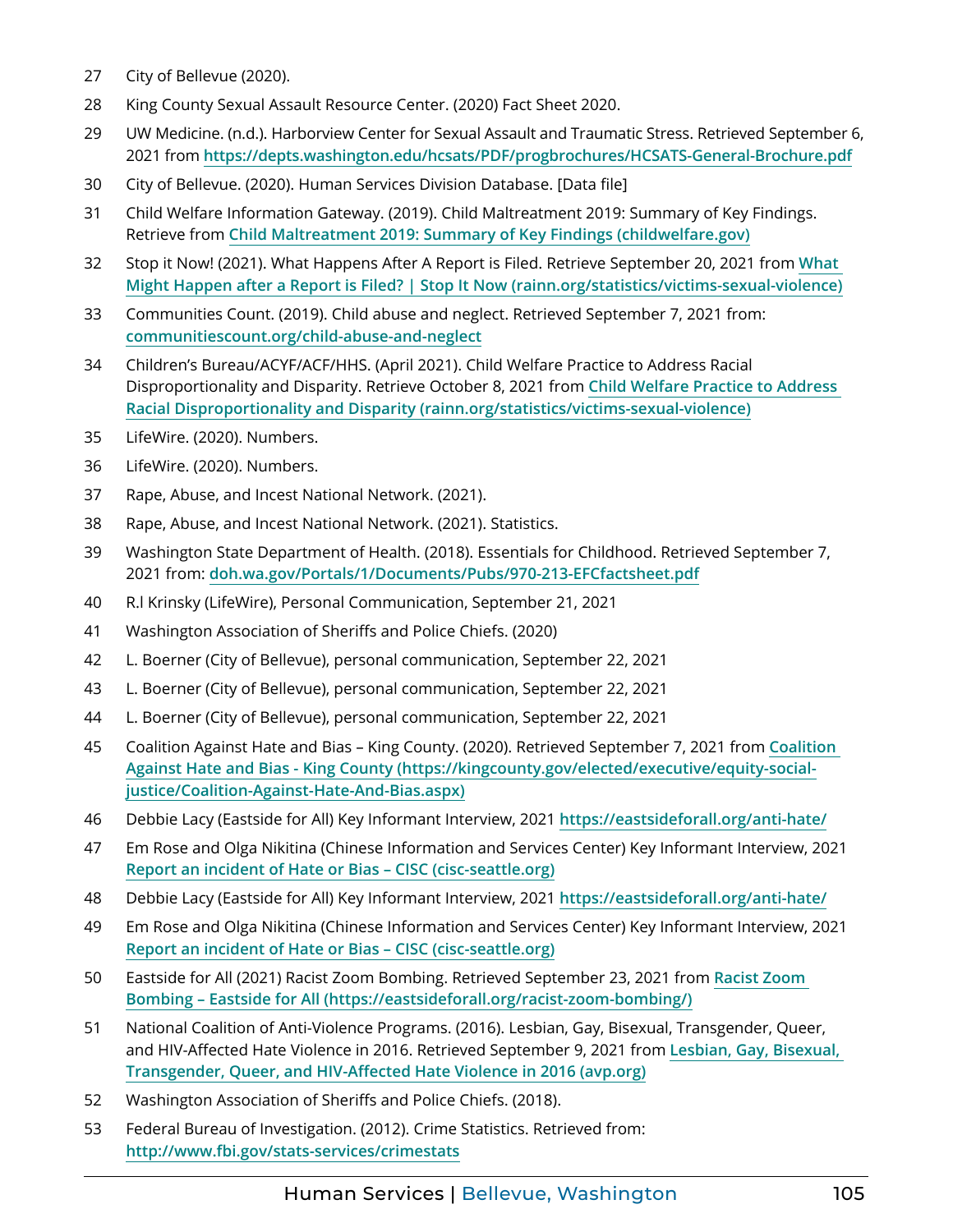27 City of Bellevue (2020).

28 King County Sexual Assault Resource Center. (2020) Fact Sheet 2020.

29 UW Medicine. (n.d.). Harborview Center for Sexual Assault and Traumatic Stress. Retrieved September 6, 2021 from https://depts.washington.edu/hcsats/PDF/progbrochures/HCSATS-General-Brochure.pdf

30 City of Bellevue. (2020). Human Services Division Database. [Data file]

31 Child Welfare Information Gateway. (2019). Child Maltreatment 2019: Summary of Key Findings. Retrieve from Child Maltreatment 2019: Summary of Key Findings (childwelfare.gov)

32 Stop it Now! (2021). What Happens After A Report is Filed. Retrieve September 20, 2021 from What Might Happen after a Report is Filed? | Stop It Now (rainn.org/statistics/victims-sexual-violence)

33 Communities Count. (2019). Child abuse and neglect. Retrieved September 7, 2021 from: communitiescount.org/child-abuse-and-neglect

34 Children's Bureau/ACYF/ACF/HHS. (April 2021). Child Welfare Practice to Address Racial Disproportionality and Disparity. Retrieve October 8, 2021 from Child Welfare Practice to Address Racial Disproportionality and Disparity (rainn.org/statistics/victims-sexual-violence)

35 LifeWire. (2020). Numbers.

36 LifeWire. (2020). Numbers.

37 Rape, Abuse, and Incest National Network. (2021).

38 Rape, Abuse, and Incest National Network. (2021). Statistics.

39 Washington State Department of Health. (2018). Essentials for Childhood. Retrieved September 7, 2021 from: doh.wa.gov/Portals/1/Documents/Pubs/970-213-EFCfactsheet.pdf

40 R.l Krinsky (LifeWire), Personal Communication, September 21, 2021

41 Washington Association of Sheriffs and Police Chiefs. (2020)

42 L. Boerner (City of Bellevue), personal communication, September 22, 2021

43 L. Boerner (City of Bellevue), personal communication, September 22, 2021

44 L. Boerner (City of Bellevue), personal communication, September 22, 2021

45 Coalition Against Hate and Bias – King County. (2020). Retrieved September 7, 2021 from Coalition Against Hate and Bias - King County (https://kingcounty.gov/elected/executive/equity-social-justice/Coalition-Against-Hate-And-Bias.aspx)

46 Debbie Lacy (Eastside for All) Key Informant Interview, 2021 https://eastsideforall.org/anti-hate/

47 Em Rose and Olga Nikitina (Chinese Information and Services Center) Key Informant Interview, 2021 Report an incident of Hate or Bias – CISC (cisc-seattle.org)

48 Debbie Lacy (Eastside for All) Key Informant Interview, 2021 https://eastsideforall.org/anti-hate/

49 Em Rose and Olga Nikitina (Chinese Information and Services Center) Key Informant Interview, 2021 Report an incident of Hate or Bias – CISC (cisc-seattle.org)

50 Eastside for All (2021) Racist Zoom Bombing. Retrieved September 23, 2021 from Racist Zoom Bombing – Eastside for All (https://eastsideforall.org/racist-zoom-bombing/)

51 National Coalition of Anti-Violence Programs. (2016). Lesbian, Gay, Bisexual, Transgender, Queer, and HIV-Affected Hate Violence in 2016. Retrieved September 9, 2021 from Lesbian, Gay, Bisexual, Transgender, Queer, and HIV-Affected Hate Violence in 2016 (avp.org)

52 Washington Association of Sheriffs and Police Chiefs. (2018).

53 Federal Bureau of Investigation. (2012). Crime Statistics. Retrieved from: http://www.fbi.gov/stats-services/crimestats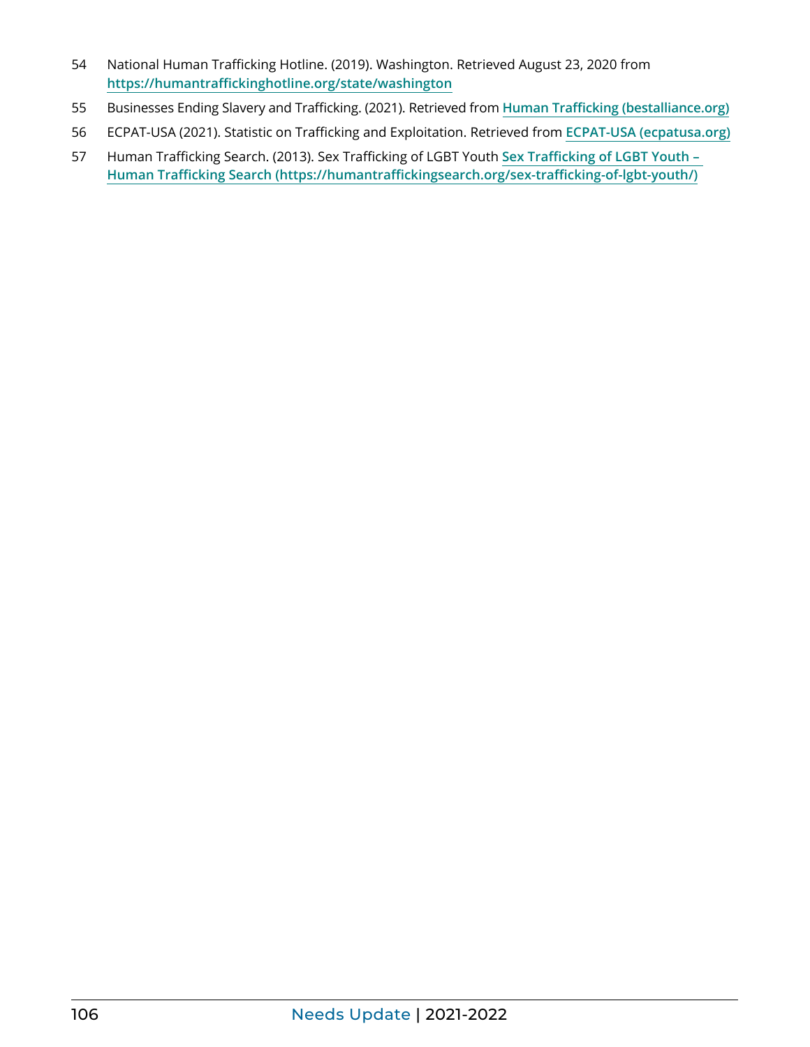54 National Human Trafficking Hotline. (2019). Washington. Retrieved August 23, 2020 from **https://humantraffickinghotline.org/state/washington**

55 Businesses Ending Slavery and Trafficking. (2021). Retrieved from **Human Trafficking (bestalliance.org)**

56 ECPAT-USA (2021). Statistic on Trafficking and Exploitation. Retrieved from **ECPAT-USA (ecpatusa.org)**

57 Human Trafficking Search. (2013). Sex Trafficking of LGBT Youth **Sex Trafficking of LGBT Youth – Human Trafficking Search (https://humantraffickingsearch.org/sex-trafficking-of-lgbt-youth/)**